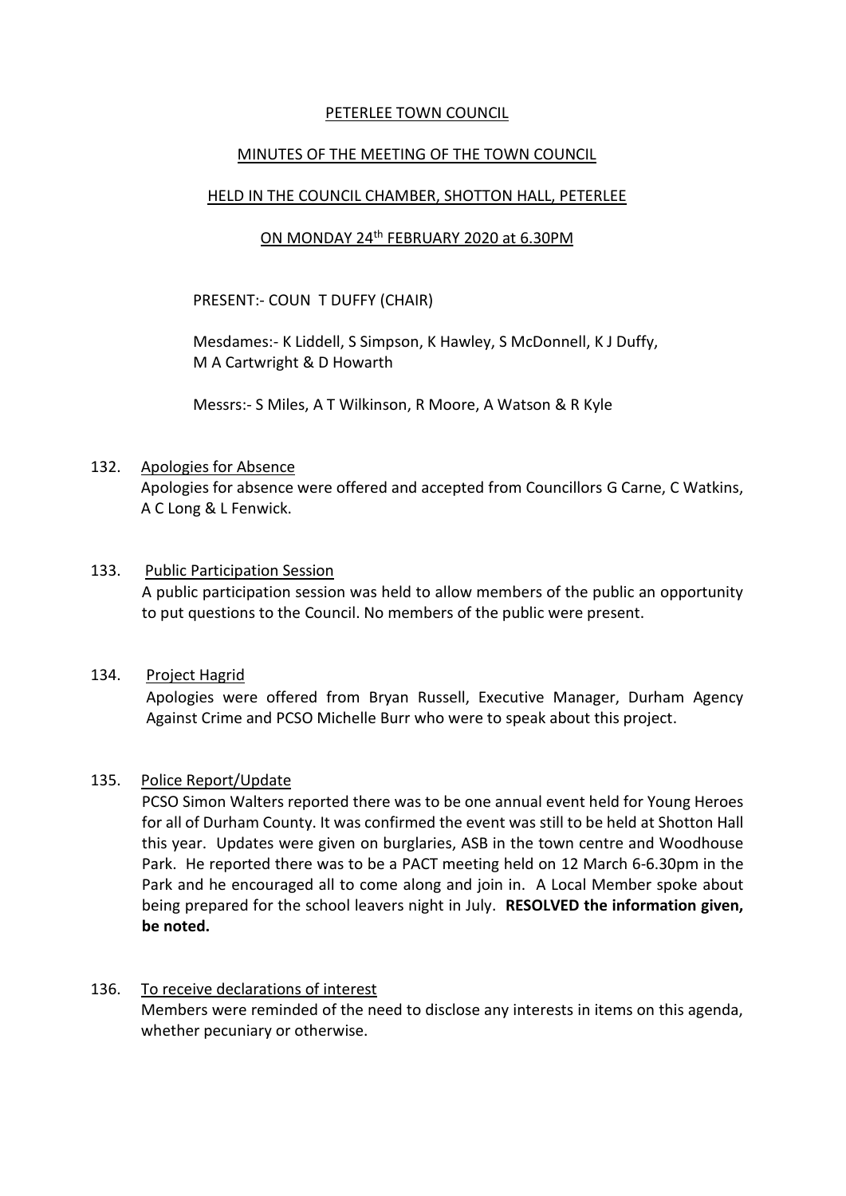PETERLEE TOWN COUNCIL

MINUTES OF THE MEETING OF THE TOWN COUNCIL

HELD IN THE COUNCIL CHAMBER, SHOTTON HALL, PETERLEE

ON MONDAY 24th FEBRUARY 2020 at 6.30PM

PRESENT:- COUN T DUFFY (CHAIR)

Mesdames:- K Liddell, S Simpson, K Hawley, S McDonnell, K J Duffy, M A Cartwright & D Howarth

Messrs:- S Miles, A T Wilkinson, R Moore, A Watson & R Kyle

132. Apologies for Absence

Apologies for absence were offered and accepted from Councillors G Carne, C Watkins, A C Long & L Fenwick.

133. Public Participation Session

A public participation session was held to allow members of the public an opportunity to put questions to the Council. No members of the public were present.

134. Project Hagrid

Apologies were offered from Bryan Russell, Executive Manager, Durham Agency Against Crime and PCSO Michelle Burr who were to speak about this project.

135. Police Report/Update

PCSO Simon Walters reported there was to be one annual event held for Young Heroes for all of Durham County. It was confirmed the event was still to be held at Shotton Hall this year. Updates were given on burglaries, ASB in the town centre and Woodhouse Park. He reported there was to be a PACT meeting held on 12 March 6-6.30pm in the Park and he encouraged all to come along and join in. A Local Member spoke about being prepared for the school leavers night in July. **RESOLVED the information given, be noted.**

136. To receive declarations of interest

Members were reminded of the need to disclose any interests in items on this agenda, whether pecuniary or otherwise.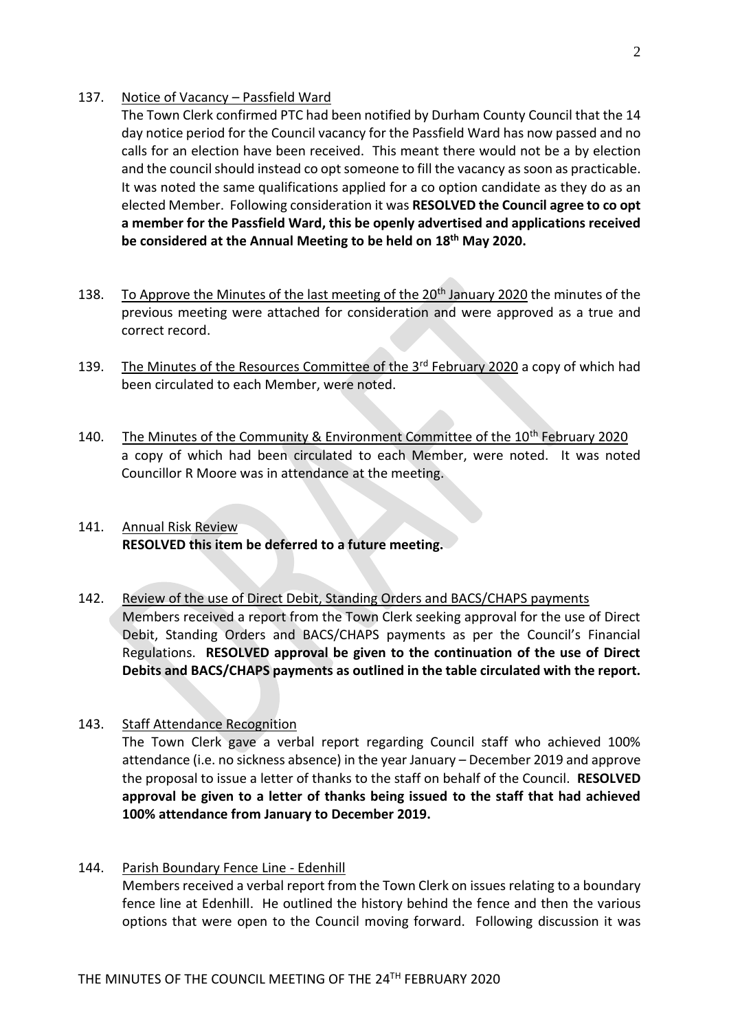137. Notice of Vacancy – Passfield Ward

The Town Clerk confirmed PTC had been notified by Durham County Council that the 14 day notice period for the Council vacancy for the Passfield Ward has now passed and no calls for an election have been received. This meant there would not be a by election and the council should instead co opt someone to fill the vacancy as soon as practicable. It was noted the same qualifications applied for a co option candidate as they do as an elected Member. Following consideration it was **RESOLVED the Council agree to co opt a member for the Passfield Ward, this be openly advertised and applications received be considered at the Annual Meeting to be held on 18th May 2020.**

138. To Approve the Minutes of the last meeting of the 20th January 2020 the minutes of the previous meeting were attached for consideration and were approved as a true and correct record.

139. The Minutes of the Resources Committee of the 3rd February 2020 a copy of which had been circulated to each Member, were noted.

140. The Minutes of the Community & Environment Committee of the 10th February 2020 a copy of which had been circulated to each Member, were noted. It was noted Councillor R Moore was in attendance at the meeting.

141. Annual Risk Review

**RESOLVED this item be deferred to a future meeting.**

142. Review of the use of Direct Debit, Standing Orders and BACS/CHAPS payments

Members received a report from the Town Clerk seeking approval for the use of Direct Debit, Standing Orders and BACS/CHAPS payments as per the Council's Financial Regulations. **RESOLVED approval be given to the continuation of the use of Direct Debits and BACS/CHAPS payments as outlined in the table circulated with the report.**

143. Staff Attendance Recognition

The Town Clerk gave a verbal report regarding Council staff who achieved 100% attendance (i.e. no sickness absence) in the year January – December 2019 and approve the proposal to issue a letter of thanks to the staff on behalf of the Council. **RESOLVED approval be given to a letter of thanks being issued to the staff that had achieved 100% attendance from January to December 2019.**

144. Parish Boundary Fence Line - Edenhill

Members received a verbal report from the Town Clerk on issues relating to a boundary fence line at Edenhill. He outlined the history behind the fence and then the various options that were open to the Council moving forward. Following discussion it was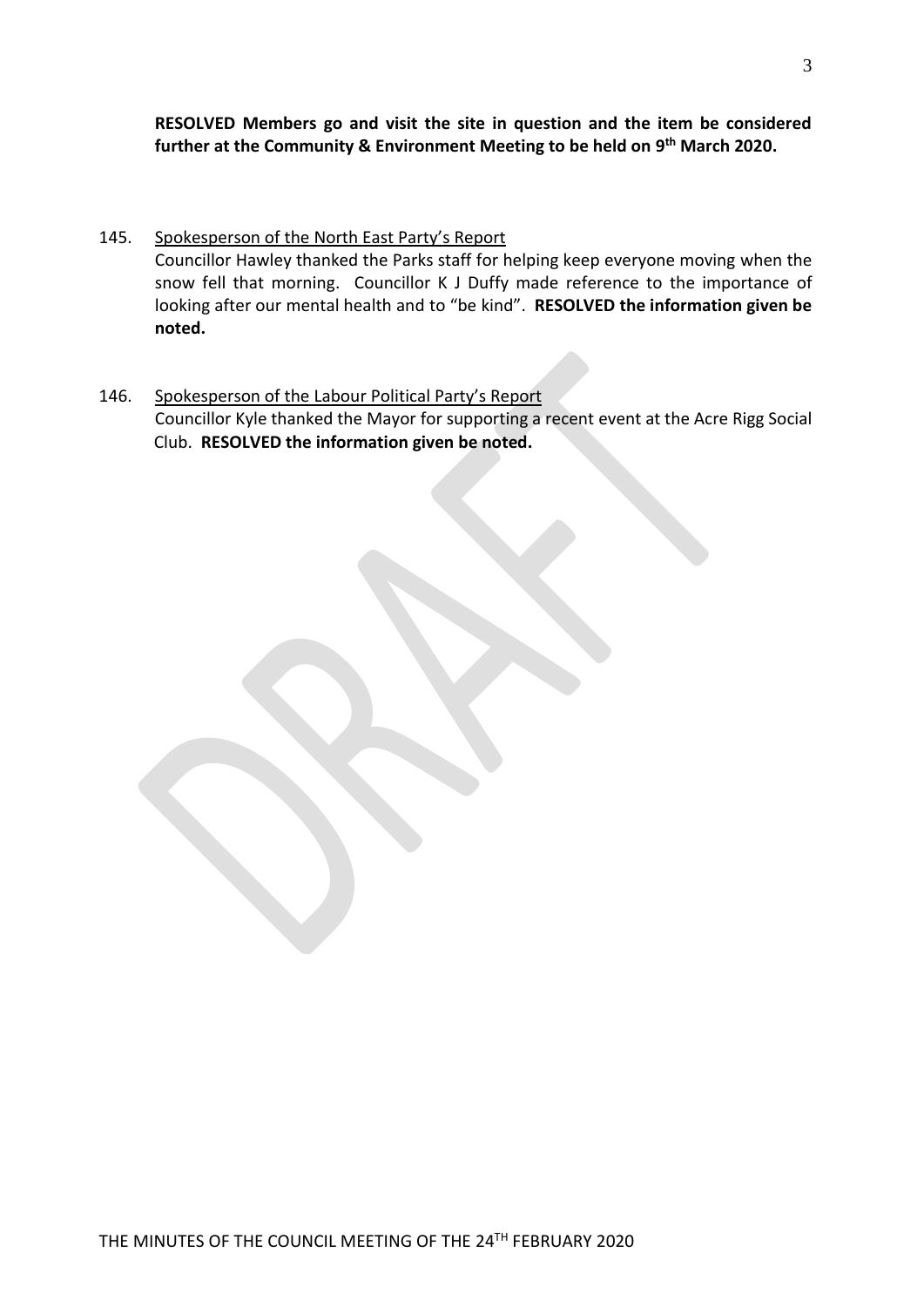**RESOLVED Members go and visit the site in question and the item be considered further at the Community & Environment Meeting to be held on 9th March 2020.**

145. <u>Spokesperson of the North East Party's Report</u>
Councillor Hawley thanked the Parks staff for helping keep everyone moving when the snow fell that morning. Councillor K J Duffy made reference to the importance of looking after our mental health and to "be kind". **RESOLVED the information given be noted.**

146. <u>Spokesperson of the Labour Political Party's Report</u>
Councillor Kyle thanked the Mayor for supporting a recent event at the Acre Rigg Social Club. **RESOLVED the information given be noted.**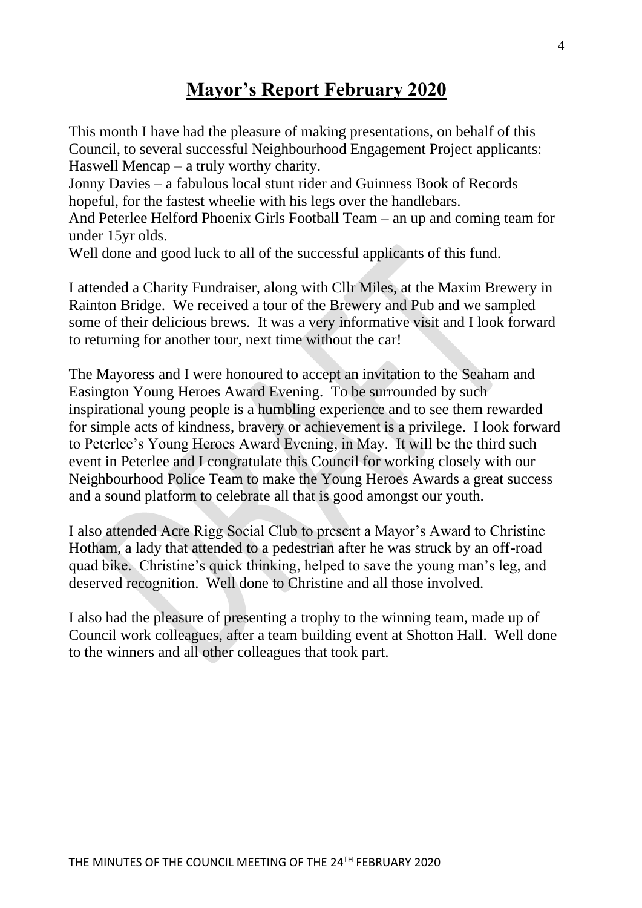# Mayor's Report February 2020

This month I have had the pleasure of making presentations, on behalf of this Council, to several successful Neighbourhood Engagement Project applicants:
Haswell Mencap – a truly worthy charity.
Jonny Davies – a fabulous local stunt rider and Guinness Book of Records hopeful, for the fastest wheelie with his legs over the handlebars.
And Peterlee Helford Phoenix Girls Football Team – an up and coming team for under 15yr olds.
Well done and good luck to all of the successful applicants of this fund.

I attended a Charity Fundraiser, along with Cllr Miles, at the Maxim Brewery in Rainton Bridge. We received a tour of the Brewery and Pub and we sampled some of their delicious brews. It was a very informative visit and I look forward to returning for another tour, next time without the car!

The Mayoress and I were honoured to accept an invitation to the Seaham and Easington Young Heroes Award Evening. To be surrounded by such inspirational young people is a humbling experience and to see them rewarded for simple acts of kindness, bravery or achievement is a privilege. I look forward to Peterlee's Young Heroes Award Evening, in May. It will be the third such event in Peterlee and I congratulate this Council for working closely with our Neighbourhood Police Team to make the Young Heroes Awards a great success and a sound platform to celebrate all that is good amongst our youth.

I also attended Acre Rigg Social Club to present a Mayor's Award to Christine Hotham, a lady that attended to a pedestrian after he was struck by an off-road quad bike. Christine's quick thinking, helped to save the young man's leg, and deserved recognition. Well done to Christine and all those involved.

I also had the pleasure of presenting a trophy to the winning team, made up of Council work colleagues, after a team building event at Shotton Hall. Well done to the winners and all other colleagues that took part.